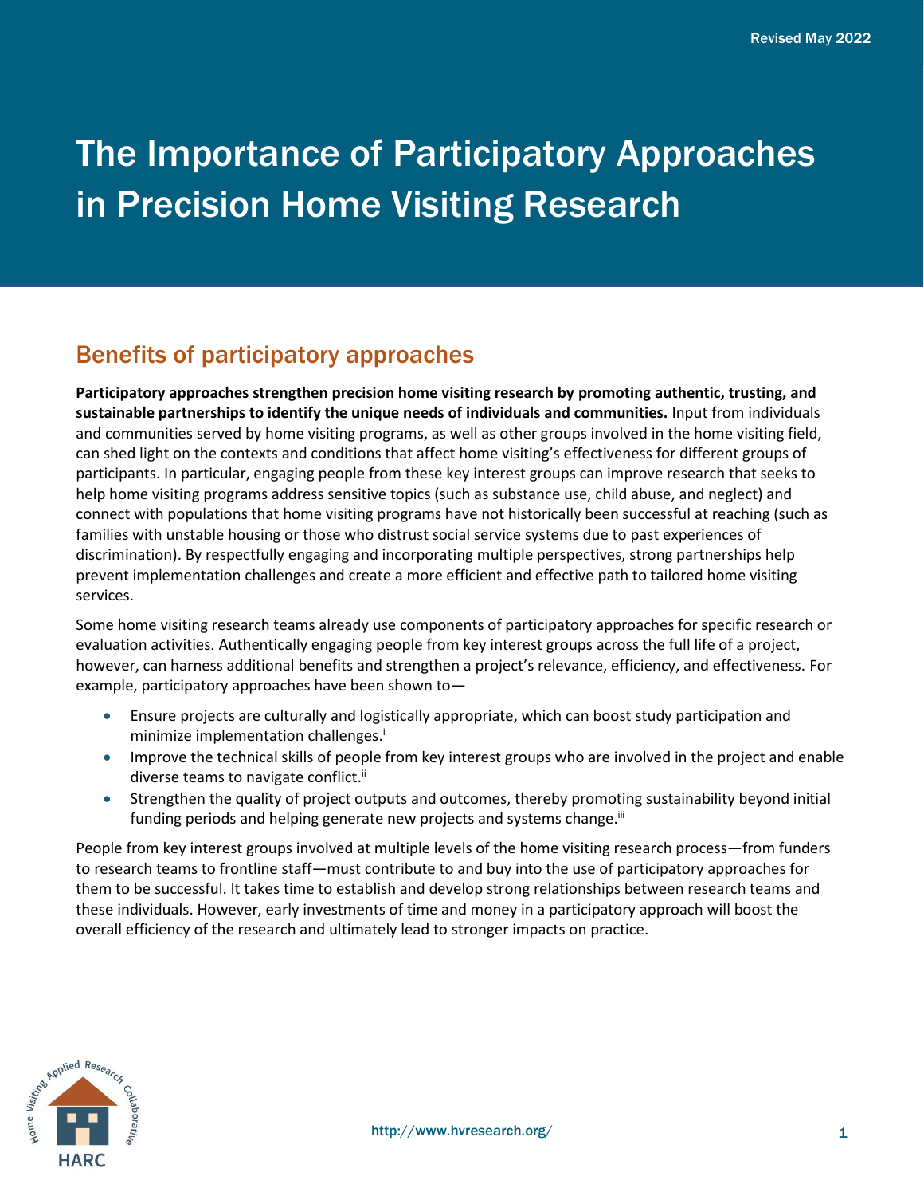Revised May 2022

# The Importance of Participatory Approaches in Precision Home Visiting Research

## Benefits of participatory approaches

**Participatory approaches strengthen precision home visiting research by promoting authentic, trusting, and sustainable partnerships to identify the unique needs of individuals and communities.** Input from individuals and communities served by home visiting programs, as well as other groups involved in the home visiting field, can shed light on the contexts and conditions that affect home visiting's effectiveness for different groups of participants. In particular, engaging people from these key interest groups can improve research that seeks to help home visiting programs address sensitive topics (such as substance use, child abuse, and neglect) and connect with populations that home visiting programs have not historically been successful at reaching (such as families with unstable housing or those who distrust social service systems due to past experiences of discrimination). By respectfully engaging and incorporating multiple perspectives, strong partnerships help prevent implementation challenges and create a more efficient and effective path to tailored home visiting services.

Some home visiting research teams already use components of participatory approaches for specific research or evaluation activities. Authentically engaging people from key interest groups across the full life of a project, however, can harness additional benefits and strengthen a project's relevance, efficiency, and effectiveness. For example, participatory approaches have been shown to—

- Ensure projects are culturally and logistically appropriate, which can boost study participation and minimize implementation challenges.[i]
- Improve the technical skills of people from key interest groups who are involved in the project and enable diverse teams to navigate conflict.[ii]
- Strengthen the quality of project outputs and outcomes, thereby promoting sustainability beyond initial funding periods and helping generate new projects and systems change.[iii]

People from key interest groups involved at multiple levels of the home visiting research process—from funders to research teams to frontline staff—must contribute to and buy into the use of participatory approaches for them to be successful. It takes time to establish and develop strong relationships between research teams and these individuals. However, early investments of time and money in a participatory approach will boost the overall efficiency of the research and ultimately lead to stronger impacts on practice.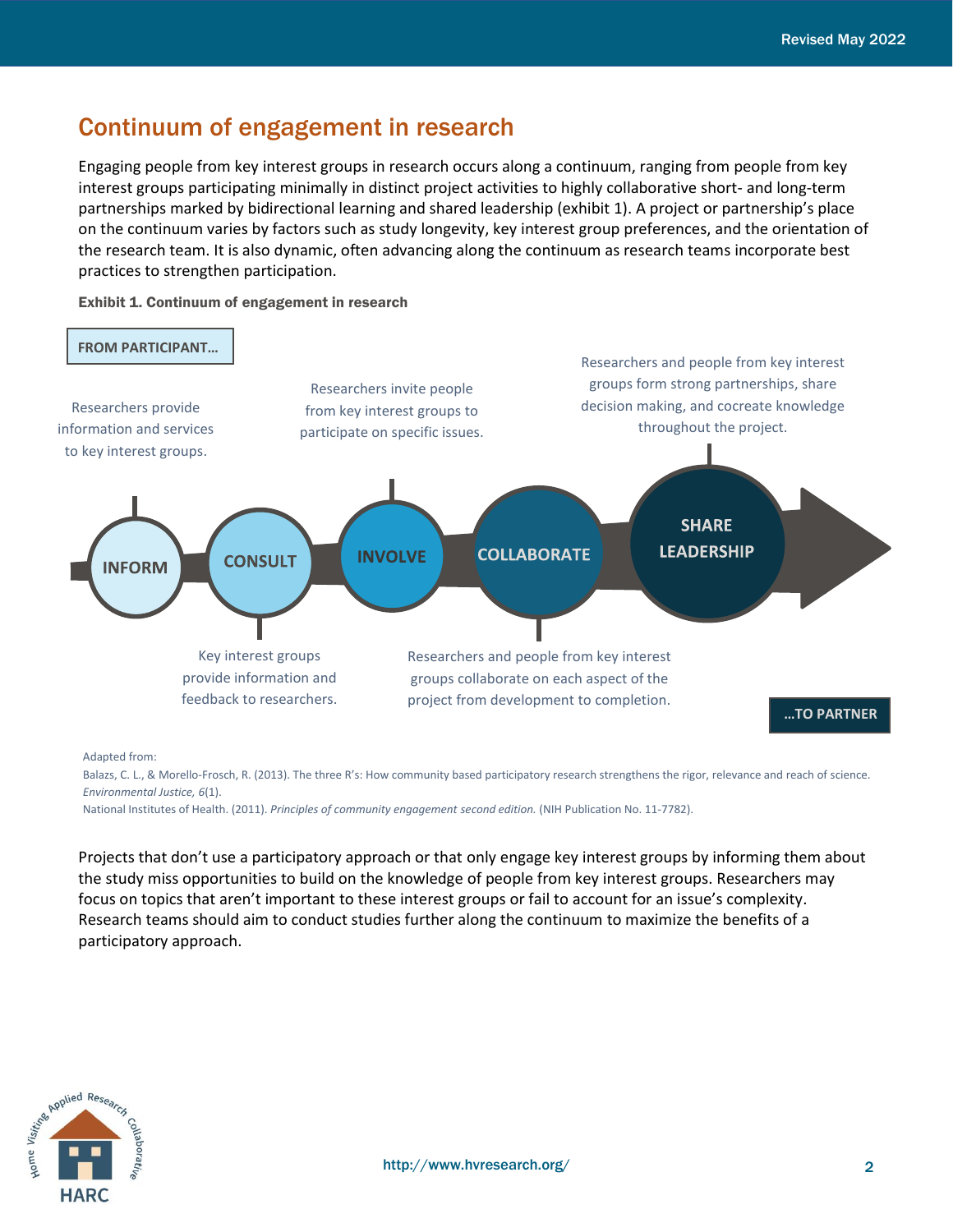## Continuum of engagement in research

Engaging people from key interest groups in research occurs along a continuum, ranging from people from key interest groups participating minimally in distinct project activities to highly collaborative short- and long-term partnerships marked by bidirectional learning and shared leadership (exhibit 1). A project or partnership's place on the continuum varies by factors such as study longevity, key interest group preferences, and the orientation of the research team. It is also dynamic, often advancing along the continuum as research teams incorporate best practices to strengthen participation.

**Exhibit 1. Continuum of engagement in research**

**FROM PARTICIPANT…**

**INFORM**: Researchers provide information and services to key interest groups.

**CONSULT**: Key interest groups provide information and feedback to researchers.

**INVOLVE**: Researchers invite people from key interest groups to participate on specific issues.

**COLLABORATE**: Researchers and people from key interest groups collaborate on each aspect of the project from development to completion.

**SHARE LEADERSHIP**: Researchers and people from key interest groups form strong partnerships, share decision making, and cocreate knowledge throughout the project.

**…TO PARTNER**

Adapted from:

Balazs, C. L., & Morello-Frosch, R. (2013). The three R's: How community based participatory research strengthens the rigor, relevance and reach of science. *Environmental Justice, 6*(1).

National Institutes of Health. (2011). *Principles of community engagement second edition.* (NIH Publication No. 11-7782).

Projects that don't use a participatory approach or that only engage key interest groups by informing them about the study miss opportunities to build on the knowledge of people from key interest groups. Researchers may focus on topics that aren't important to these interest groups or fail to account for an issue's complexity. Research teams should aim to conduct studies further along the continuum to maximize the benefits of a participatory approach.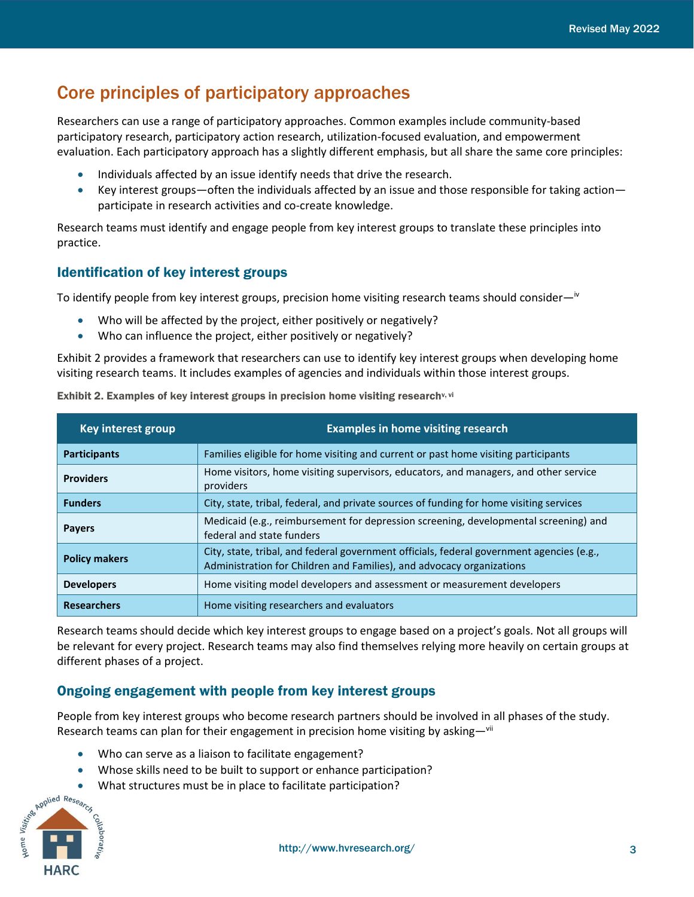## Core principles of participatory approaches

Researchers can use a range of participatory approaches. Common examples include community-based participatory research, participatory action research, utilization-focused evaluation, and empowerment evaluation. Each participatory approach has a slightly different emphasis, but all share the same core principles:

- Individuals affected by an issue identify needs that drive the research.
- Key interest groups—often the individuals affected by an issue and those responsible for taking action—participate in research activities and co-create knowledge.

Research teams must identify and engage people from key interest groups to translate these principles into practice.

### Identification of key interest groups

To identify people from key interest groups, precision home visiting research teams should consider—[iv]

- Who will be affected by the project, either positively or negatively?
- Who can influence the project, either positively or negatively?

Exhibit 2 provides a framework that researchers can use to identify key interest groups when developing home visiting research teams. It includes examples of agencies and individuals within those interest groups.

**Exhibit 2. Examples of key interest groups in precision home visiting research**[v, vi]

| Key interest group | Examples in home visiting research |
|---|---|
| **Participants** | Families eligible for home visiting and current or past home visiting participants |
| **Providers** | Home visitors, home visiting supervisors, educators, and managers, and other service providers |
| **Funders** | City, state, tribal, federal, and private sources of funding for home visiting services |
| **Payers** | Medicaid (e.g., reimbursement for depression screening, developmental screening) and federal and state funders |
| **Policy makers** | City, state, tribal, and federal government officials, federal government agencies (e.g., Administration for Children and Families), and advocacy organizations |
| **Developers** | Home visiting model developers and assessment or measurement developers |
| **Researchers** | Home visiting researchers and evaluators |

Research teams should decide which key interest groups to engage based on a project's goals. Not all groups will be relevant for every project. Research teams may also find themselves relying more heavily on certain groups at different phases of a project.

### Ongoing engagement with people from key interest groups

People from key interest groups who become research partners should be involved in all phases of the study. Research teams can plan for their engagement in precision home visiting by asking—[vii]

- Who can serve as a liaison to facilitate engagement?
- Whose skills need to be built to support or enhance participation?
- What structures must be in place to facilitate participation?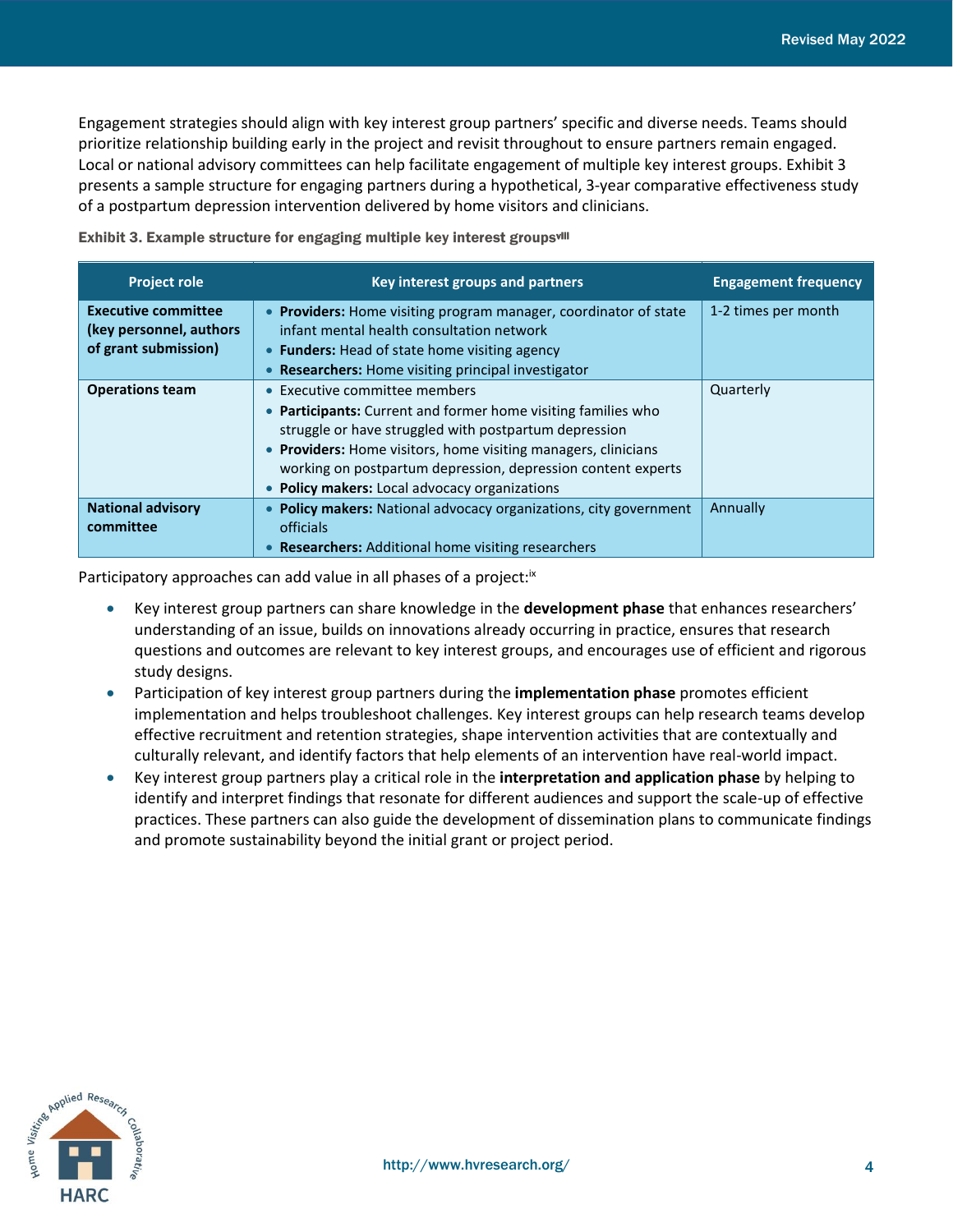Engagement strategies should align with key interest group partners' specific and diverse needs. Teams should prioritize relationship building early in the project and revisit throughout to ensure partners remain engaged. Local or national advisory committees can help facilitate engagement of multiple key interest groups. Exhibit 3 presents a sample structure for engaging partners during a hypothetical, 3-year comparative effectiveness study of a postpartum depression intervention delivered by home visitors and clinicians.

**Exhibit 3. Example structure for engaging multiple key interest groups[viii]**

| Project role | Key interest groups and partners | Engagement frequency |
|---|---|---|
| **Executive committee (key personnel, authors of grant submission)** | • **Providers:** Home visiting program manager, coordinator of state infant mental health consultation network<br>• **Funders:** Head of state home visiting agency<br>• **Researchers:** Home visiting principal investigator | 1-2 times per month |
| **Operations team** | • Executive committee members<br>• **Participants:** Current and former home visiting families who struggle or have struggled with postpartum depression<br>• **Providers:** Home visitors, home visiting managers, clinicians working on postpartum depression, depression content experts<br>• **Policy makers:** Local advocacy organizations | Quarterly |
| **National advisory committee** | • **Policy makers:** National advocacy organizations, city government officials<br>• **Researchers:** Additional home visiting researchers | Annually |

Participatory approaches can add value in all phases of a project:[ix]

- Key interest group partners can share knowledge in the **development phase** that enhances researchers' understanding of an issue, builds on innovations already occurring in practice, ensures that research questions and outcomes are relevant to key interest groups, and encourages use of efficient and rigorous study designs.
- Participation of key interest group partners during the **implementation phase** promotes efficient implementation and helps troubleshoot challenges. Key interest groups can help research teams develop effective recruitment and retention strategies, shape intervention activities that are contextually and culturally relevant, and identify factors that help elements of an intervention have real-world impact.
- Key interest group partners play a critical role in the **interpretation and application phase** by helping to identify and interpret findings that resonate for different audiences and support the scale-up of effective practices. These partners can also guide the development of dissemination plans to communicate findings and promote sustainability beyond the initial grant or project period.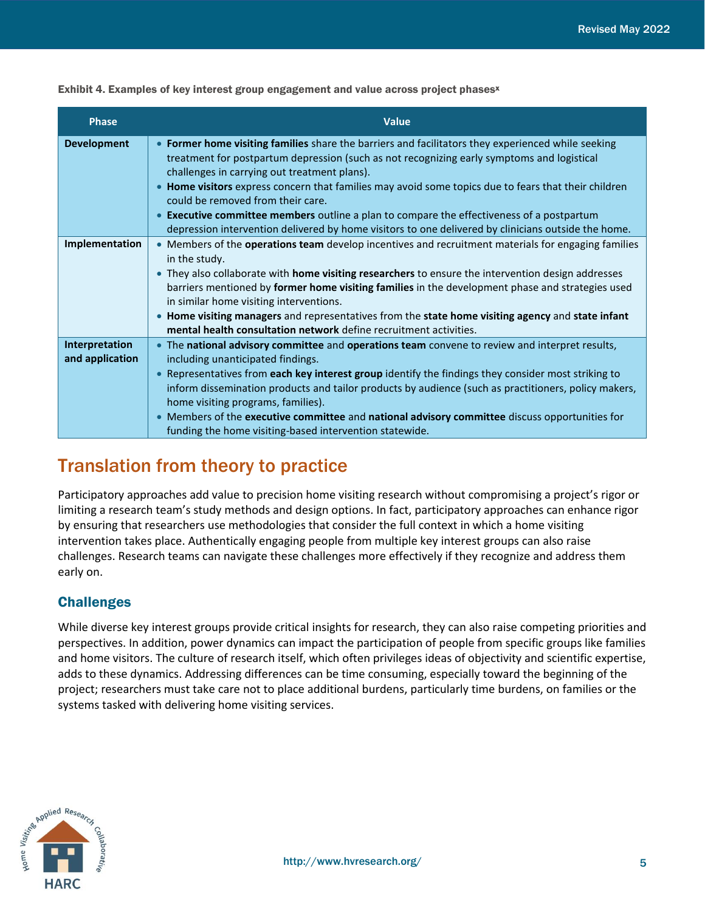**Exhibit 4. Examples of key interest group engagement and value across project phases[x]**

| Phase | Value |
| --- | --- |
| **Development** | • **Former home visiting families** share the barriers and facilitators they experienced while seeking treatment for postpartum depression (such as not recognizing early symptoms and logistical challenges in carrying out treatment plans).<br>• **Home visitors** express concern that families may avoid some topics due to fears that their children could be removed from their care.<br>• **Executive committee members** outline a plan to compare the effectiveness of a postpartum depression intervention delivered by home visitors to one delivered by clinicians outside the home. |
| **Implementation** | • Members of the **operations team** develop incentives and recruitment materials for engaging families in the study.<br>• They also collaborate with **home visiting researchers** to ensure the intervention design addresses barriers mentioned by **former home visiting families** in the development phase and strategies used in similar home visiting interventions.<br>• **Home visiting managers** and representatives from the **state home visiting agency** and **state infant mental health consultation network** define recruitment activities. |
| **Interpretation and application** | • The **national advisory committee** and **operations team** convene to review and interpret results, including unanticipated findings.<br>• Representatives from **each key interest group** identify the findings they consider most striking to inform dissemination products and tailor products by audience (such as practitioners, policy makers, home visiting programs, families).<br>• Members of the **executive committee** and **national advisory committee** discuss opportunities for funding the home visiting-based intervention statewide. |

## Translation from theory to practice

Participatory approaches add value to precision home visiting research without compromising a project's rigor or limiting a research team's study methods and design options. In fact, participatory approaches can enhance rigor by ensuring that researchers use methodologies that consider the full context in which a home visiting intervention takes place. Authentically engaging people from multiple key interest groups can also raise challenges. Research teams can navigate these challenges more effectively if they recognize and address them early on.

### Challenges

While diverse key interest groups provide critical insights for research, they can also raise competing priorities and perspectives. In addition, power dynamics can impact the participation of people from specific groups like families and home visitors. The culture of research itself, which often privileges ideas of objectivity and scientific expertise, adds to these dynamics. Addressing differences can be time consuming, especially toward the beginning of the project; researchers must take care not to place additional burdens, particularly time burdens, on families or the systems tasked with delivering home visiting services.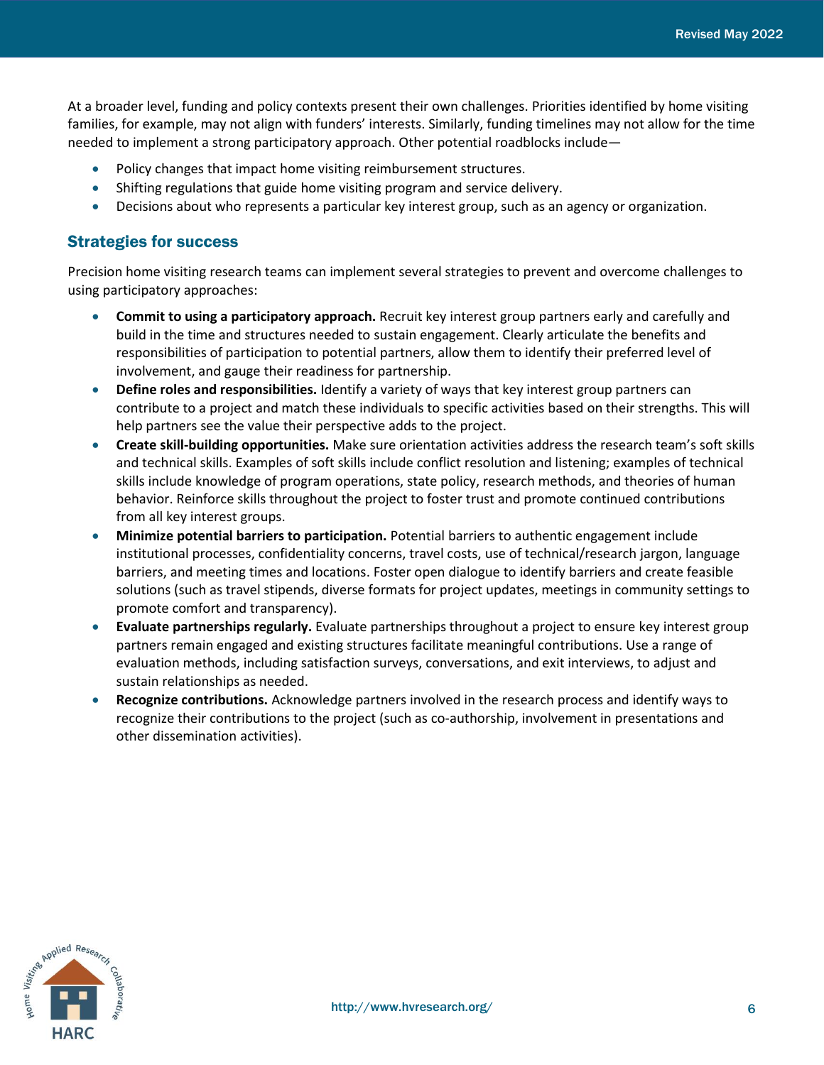At a broader level, funding and policy contexts present their own challenges. Priorities identified by home visiting families, for example, may not align with funders' interests. Similarly, funding timelines may not allow for the time needed to implement a strong participatory approach. Other potential roadblocks include—

- Policy changes that impact home visiting reimbursement structures.
- Shifting regulations that guide home visiting program and service delivery.
- Decisions about who represents a particular key interest group, such as an agency or organization.

## Strategies for success

Precision home visiting research teams can implement several strategies to prevent and overcome challenges to using participatory approaches:

- **Commit to using a participatory approach.** Recruit key interest group partners early and carefully and build in the time and structures needed to sustain engagement. Clearly articulate the benefits and responsibilities of participation to potential partners, allow them to identify their preferred level of involvement, and gauge their readiness for partnership.
- **Define roles and responsibilities.** Identify a variety of ways that key interest group partners can contribute to a project and match these individuals to specific activities based on their strengths. This will help partners see the value their perspective adds to the project.
- **Create skill-building opportunities.** Make sure orientation activities address the research team's soft skills and technical skills. Examples of soft skills include conflict resolution and listening; examples of technical skills include knowledge of program operations, state policy, research methods, and theories of human behavior. Reinforce skills throughout the project to foster trust and promote continued contributions from all key interest groups.
- **Minimize potential barriers to participation.** Potential barriers to authentic engagement include institutional processes, confidentiality concerns, travel costs, use of technical/research jargon, language barriers, and meeting times and locations. Foster open dialogue to identify barriers and create feasible solutions (such as travel stipends, diverse formats for project updates, meetings in community settings to promote comfort and transparency).
- **Evaluate partnerships regularly.** Evaluate partnerships throughout a project to ensure key interest group partners remain engaged and existing structures facilitate meaningful contributions. Use a range of evaluation methods, including satisfaction surveys, conversations, and exit interviews, to adjust and sustain relationships as needed.
- **Recognize contributions.** Acknowledge partners involved in the research process and identify ways to recognize their contributions to the project (such as co-authorship, involvement in presentations and other dissemination activities).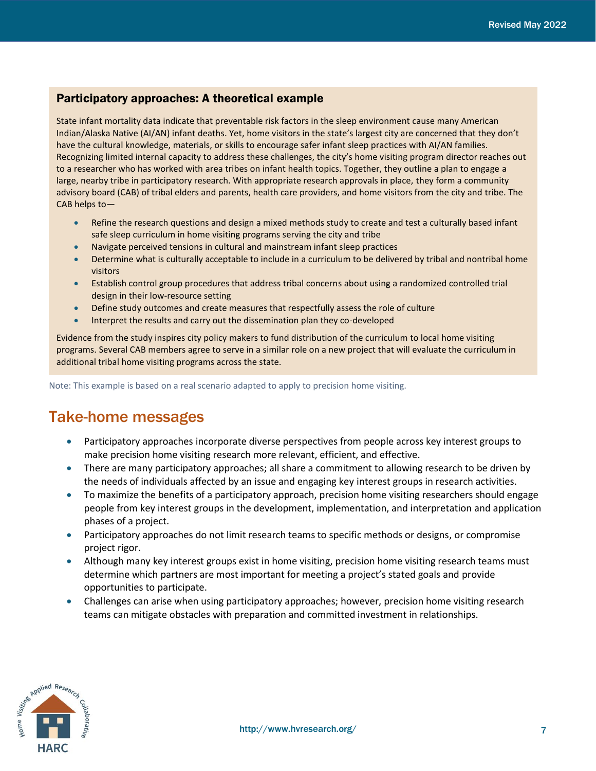### Participatory approaches: A theoretical example

State infant mortality data indicate that preventable risk factors in the sleep environment cause many American Indian/Alaska Native (AI/AN) infant deaths. Yet, home visitors in the state's largest city are concerned that they don't have the cultural knowledge, materials, or skills to encourage safer infant sleep practices with AI/AN families. Recognizing limited internal capacity to address these challenges, the city's home visiting program director reaches out to a researcher who has worked with area tribes on infant health topics. Together, they outline a plan to engage a large, nearby tribe in participatory research. With appropriate research approvals in place, they form a community advisory board (CAB) of tribal elders and parents, health care providers, and home visitors from the city and tribe. The CAB helps to—

- Refine the research questions and design a mixed methods study to create and test a culturally based infant safe sleep curriculum in home visiting programs serving the city and tribe
- Navigate perceived tensions in cultural and mainstream infant sleep practices
- Determine what is culturally acceptable to include in a curriculum to be delivered by tribal and nontribal home visitors
- Establish control group procedures that address tribal concerns about using a randomized controlled trial design in their low-resource setting
- Define study outcomes and create measures that respectfully assess the role of culture
- Interpret the results and carry out the dissemination plan they co-developed

Evidence from the study inspires city policy makers to fund distribution of the curriculum to local home visiting programs. Several CAB members agree to serve in a similar role on a new project that will evaluate the curriculum in additional tribal home visiting programs across the state.

Note: This example is based on a real scenario adapted to apply to precision home visiting.

## Take-home messages

- Participatory approaches incorporate diverse perspectives from people across key interest groups to make precision home visiting research more relevant, efficient, and effective.
- There are many participatory approaches; all share a commitment to allowing research to be driven by the needs of individuals affected by an issue and engaging key interest groups in research activities.
- To maximize the benefits of a participatory approach, precision home visiting researchers should engage people from key interest groups in the development, implementation, and interpretation and application phases of a project.
- Participatory approaches do not limit research teams to specific methods or designs, or compromise project rigor.
- Although many key interest groups exist in home visiting, precision home visiting research teams must determine which partners are most important for meeting a project's stated goals and provide opportunities to participate.
- Challenges can arise when using participatory approaches; however, precision home visiting research teams can mitigate obstacles with preparation and committed investment in relationships.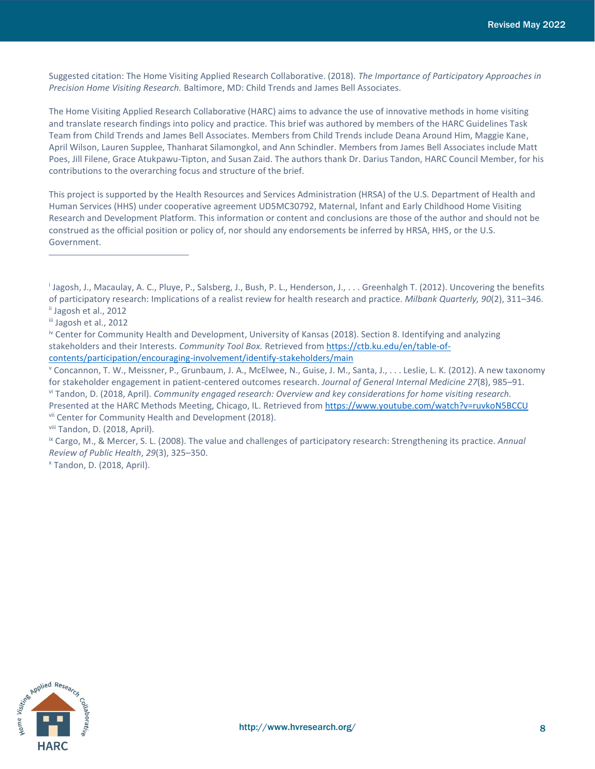Suggested citation: The Home Visiting Applied Research Collaborative. (2018). *The Importance of Participatory Approaches in Precision Home Visiting Research.* Baltimore, MD: Child Trends and James Bell Associates.

The Home Visiting Applied Research Collaborative (HARC) aims to advance the use of innovative methods in home visiting and translate research findings into policy and practice. This brief was authored by members of the HARC Guidelines Task Team from Child Trends and James Bell Associates. Members from Child Trends include Deana Around Him, Maggie Kane, April Wilson, Lauren Supplee, Thanharat Silamongkol, and Ann Schindler. Members from James Bell Associates include Matt Poes, Jill Filene, Grace Atukpawu-Tipton, and Susan Zaid. The authors thank Dr. Darius Tandon, HARC Council Member, for his contributions to the overarching focus and structure of the brief.

This project is supported by the Health Resources and Services Administration (HRSA) of the U.S. Department of Health and Human Services (HHS) under cooperative agreement UD5MC30792, Maternal, Infant and Early Childhood Home Visiting Research and Development Platform. This information or content and conclusions are those of the author and should not be construed as the official position or policy of, nor should any endorsements be inferred by HRSA, HHS, or the U.S. Government.

---

[i] Jagosh, J., Macaulay, A. C., Pluye, P., Salsberg, J., Bush, P. L., Henderson, J., . . . Greenhalgh T. (2012). Uncovering the benefits of participatory research: Implications of a realist review for health research and practice. *Milbank Quarterly, 90*(2), 311–346.

[ii] Jagosh et al., 2012

[iii] Jagosh et al., 2012

[iv] Center for Community Health and Development, University of Kansas (2018). Section 8. Identifying and analyzing stakeholders and their Interests. *Community Tool Box.* Retrieved from https://ctb.ku.edu/en/table-of-contents/participation/encouraging-involvement/identify-stakeholders/main

[v] Concannon, T. W., Meissner, P., Grunbaum, J. A., McElwee, N., Guise, J. M., Santa, J., . . . Leslie, L. K. (2012). A new taxonomy for stakeholder engagement in patient-centered outcomes research. *Journal of General Internal Medicine 27*(8), 985–91.

[vi] Tandon, D. (2018, April). *Community engaged research: Overview and key considerations for home visiting research.* Presented at the HARC Methods Meeting, Chicago, IL. Retrieved from https://www.youtube.com/watch?v=ruvkoN5BCCU

[vii] Center for Community Health and Development (2018).

[viii] Tandon, D. (2018, April).

[ix] Cargo, M., & Mercer, S. L. (2008). The value and challenges of participatory research: Strengthening its practice. *Annual Review of Public Health*, *29*(3), 325–350.

[x] Tandon, D. (2018, April).